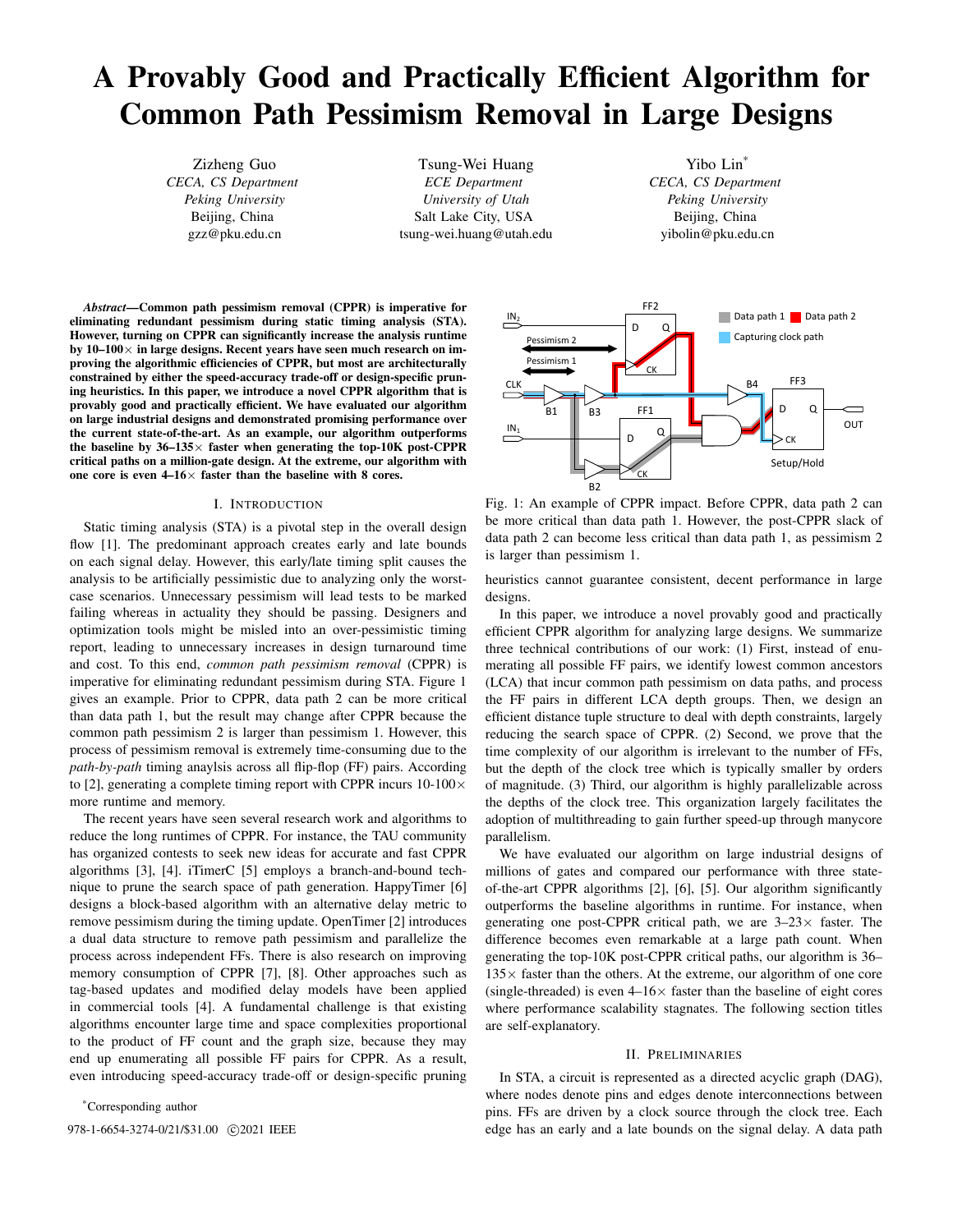# A Provably Good and Practically Efficient Algorithm for Common Path Pessimism Removal in Large Designs

Zizheng Guo
*CECA, CS Department*
*Peking University*
Beijing, China
gzz@pku.edu.cn

Tsung-Wei Huang
*ECE Department*
*University of Utah*
Salt Lake City, USA
tsung-wei.huang@utah.edu

Yibo Lin*
*CECA, CS Department*
*Peking University*
Beijing, China
yibolin@pku.edu.cn

***Abstract*—Common path pessimism removal (CPPR) is imperative for eliminating redundant pessimism during static timing analysis (STA). However, turning on CPPR can significantly increase the analysis runtime by 10–100× in large designs. Recent years have seen much research on improving the algorithmic efficiencies of CPPR, but most are architecturally constrained by either the speed-accuracy trade-off or design-specific pruning heuristics. In this paper, we introduce a novel CPPR algorithm that is provably good and practically efficient. We have evaluated our algorithm on large industrial designs and demonstrated promising performance over the current state-of-the-art. As an example, our algorithm outperforms the baseline by 36–135× faster when generating the top-10K post-CPPR critical paths on a million-gate design. At the extreme, our algorithm with one core is even 4–16× faster than the baseline with 8 cores.**

## I. Introduction

Static timing analysis (STA) is a pivotal step in the overall design flow [1]. The predominant approach creates early and late bounds on each signal delay. However, this early/late timing split causes the analysis to be artificially pessimistic due to analyzing only the worst-case scenarios. Unnecessary pessimism will lead tests to be marked failing whereas in actuality they should be passing. Designers and optimization tools might be misled into an over-pessimistic timing report, leading to unnecessary increases in design turnaround time and cost. To this end, *common path pessimism removal* (CPPR) is imperative for eliminating redundant pessimism during STA. Figure 1 gives an example. Prior to CPPR, data path 2 can be more critical than data path 1, but the result may change after CPPR because the common path pessimism 2 is larger than pessimism 1. However, this process of pessimism removal is extremely time-consuming due to the *path-by-path* timing anaylsis across all flip-flop (FF) pairs. According to [2], generating a complete timing report with CPPR incurs 10-100× more runtime and memory.

The recent years have seen several research work and algorithms to reduce the long runtimes of CPPR. For instance, the TAU community has organized contests to seek new ideas for accurate and fast CPPR algorithms [3], [4]. iTimerC [5] employs a branch-and-bound technique to prune the search space of path generation. HappyTimer [6] designs a block-based algorithm with an alternative delay metric to remove pessimism during the timing update. OpenTimer [2] introduces a dual data structure to remove path pessimism and parallelize the process across independent FFs. There is also research on improving memory consumption of CPPR [7], [8]. Other approaches such as tag-based updates and modified delay models have been applied in commercial tools [4]. A fundamental challenge is that existing algorithms encounter large time and space complexities proportional to the product of FF count and the graph size, because they may end up enumerating all possible FF pairs for CPPR. As a result, even introducing speed-accuracy trade-off or design-specific pruning heuristics cannot guarantee consistent, decent performance in large designs.

Fig. 1: An example of CPPR impact. Before CPPR, data path 2 can be more critical than data path 1. However, the post-CPPR slack of data path 2 can become less critical than data path 1, as pessimism 2 is larger than pessimism 1.

In this paper, we introduce a novel provably good and practically efficient CPPR algorithm for analyzing large designs. We summarize three technical contributions of our work: (1) First, instead of enumerating all possible FF pairs, we identify lowest common ancestors (LCA) that incur common path pessimism on data paths, and process the FF pairs in different LCA depth groups. Then, we design an efficient distance tuple structure to deal with depth constraints, largely reducing the search space of CPPR. (2) Second, we prove that the time complexity of our algorithm is irrelevant to the number of FFs, but the depth of the clock tree which is typically smaller by orders of magnitude. (3) Third, our algorithm is highly parallelizable across the depths of the clock tree. This organization largely facilitates the adoption of multithreading to gain further speed-up through manycore parallelism.

We have evaluated our algorithm on large industrial designs of millions of gates and compared our performance with three state-of-the-art CPPR algorithms [2], [6], [5]. Our algorithm significantly outperforms the baseline algorithms in runtime. For instance, when generating one post-CPPR critical path, we are 3–23× faster. The difference becomes even remarkable at a large path count. When generating the top-10K post-CPPR critical paths, our algorithm is 36–135× faster than the others. At the extreme, our algorithm of one core (single-threaded) is even 4–16× faster than the baseline of eight cores where performance scalability stagnates. The following section titles are self-explanatory.

## II. Preliminaries

In STA, a circuit is represented as a directed acyclic graph (DAG), where nodes denote pins and edges denote interconnections between pins. FFs are driven by a clock source through the clock tree. Each edge has an early and a late bounds on the signal delay. A data path

*Corresponding author

978-1-6654-3274-0/21/$31.00 ©2021 IEEE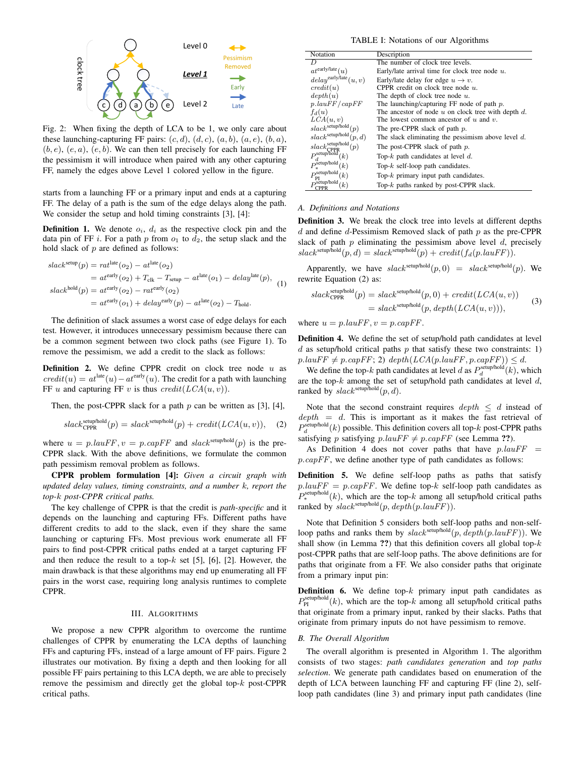Fig. 2: When fixing the depth of LCA to be 1, we only care about these launching-capturing FF pairs: $(c, d)$, $(d, c)$, $(a, b)$, $(a, e)$, $(b, a)$, $(b, e)$, $(e, a)$, $(e, b)$. We can then tell precisely for each launching FF the pessimism it will introduce when paired with any other capturing FF, namely the edges above Level 1 colored yellow in the figure.

starts from a launching FF or a primary input and ends at a capturing FF. The delay of a path is the sum of the edge delays along the path. We consider the setup and hold timing constraints [3], [4]:

**Definition 1.** We denote $o_i$, $d_i$ as the respective clock pin and the data pin of FF $i$. For a path $p$ from $o_1$ to $d_2$, the setup slack and the hold slack of $p$ are defined as follows:

$$
\begin{aligned}
slack^{\text{setup}}(p) &= rat^{\text{late}}(o_2) - at^{\text{late}}(o_2) \\
&= at^{\text{early}}(o_2) + T_{\text{clk}} - T_{\text{setup}} - at^{\text{late}}(o_1) - delay^{\text{late}}(p), \\
slack^{\text{hold}}(p) &= at^{\text{early}}(o_2) - rat^{\text{early}}(o_2) \\
&= at^{\text{early}}(o_1) + delay^{\text{early}}(p) - at^{\text{late}}(o_2) - T_{\text{hold}}.
\end{aligned} \tag{1}
$$

The definition of slack assumes a worst case of edge delays for each test. However, it introduces unnecessary pessimism because there can be a common segment between two clock paths (see Figure 1). To remove the pessimism, we add a credit to the slack as follows:

**Definition 2.** We define CPPR credit on clock tree node $u$ as $credit(u) = at^{\text{late}}(u) - at^{\text{early}}(u)$. The credit for a path with launching FF $u$ and capturing FF $v$ is thus $credit(LCA(u, v))$.

Then, the post-CPPR slack for a path $p$ can be written as [3], [4],

$$
slack^{\text{setup/hold}}_{\text{CPPR}}(p) = slack^{\text{setup/hold}}(p) + credit(LCA(u, v)), \tag{2}
$$

where $u = p.lauFF, v = p.capFF$ and $slack^{\text{setup/hold}}(p)$ is the pre-CPPR slack. With the above definitions, we formulate the common path pessimism removal problem as follows.

**CPPR problem formulation [4]:** *Given a circuit graph with updated delay values, timing constraints, and a number k, report the top-k post-CPPR critical paths.*

The key challenge of CPPR is that the credit is *path-specific* and it depends on the launching and capturing FFs. Different paths have different credits to add to the slack, even if they share the same launching or capturing FFs. Most previous work enumerate all FF pairs to find post-CPPR critical paths ended at a target capturing FF and then reduce the result to a top-$k$ set [5], [6], [2]. However, the main drawback is that these algorithms may end up enumerating all FF pairs in the worst case, requiring long analysis runtimes to complete CPPR.

## III. Algorithms

We propose a new CPPR algorithm to overcome the runtime challenges of CPPR by enumerating the LCA depths of launching FFs and capturing FFs, instead of a large amount of FF pairs. Figure 2 illustrates our motivation. By fixing a depth and then looking for all possible FF pairs pertaining to this LCA depth, we are able to precisely remove the pessimism and directly get the global top-$k$ post-CPPR critical paths.

TABLE I: Notations of our Algorithms

| Notation | Description |
|---|---|
| $D$ | The number of clock tree levels. |
| $at^{\text{early/late}}(u)$ | Early/late arrival time for clock tree node $u$. |
| $delay^{\text{early/late}}(u, v)$ | Early/late delay for edge $u \to v$. |
| $credit(u)$ | CPPR credit on clock tree node $u$. |
| $depth(u)$ | The depth of clock tree node $u$. |
| $p.lauFF / capFF$ | The launching/capturing FF node of path $p$. |
| $f_d(u)$ | The ancestor of node $u$ on clock tree with depth $d$. |
| $LCA(u, v)$ | The lowest common ancestor of $u$ and $v$. |
| $slack^{\text{setup/hold}}(p)$ | The pre-CPPR slack of path $p$. |
| $slack^{\text{setup/hold}}(p, d)$ | The slack eliminating the pessimism above level $d$. |
| $slack^{\text{setup/hold}}_{\text{CPPR}}(p)$ | The post-CPPR slack of path $p$. |
| $P^{\text{setup/hold}}_{d}(k)$ | Top-$k$ path candidates at level $d$. |
| $P^{\text{setup/hold}}_{*}(k)$ | Top-$k$ self-loop path candidates. |
| $P^{\text{setup/hold}}_{\text{PI}}(k)$ | Top-$k$ primary input path candidates. |
| $P^{\text{setup/hold}}_{\text{CPPR}}(k)$ | Top-$k$ paths ranked by post-CPPR slack. |

### A. Definitions and Notations

**Definition 3.** We break the clock tree into levels at different depths $d$ and define $d$-Pessimism Removed slack of path $p$ as the pre-CPPR slack of path $p$ eliminating the pessimism above level $d$, precisely $slack^{\text{setup/hold}}(p, d) = slack^{\text{setup/hold}}(p) + credit(f_d(p.lauFF))$.

Apparently, we have $slack^{\text{setup/hold}}(p, 0) = slack^{\text{setup/hold}}(p)$. We rewrite Equation (2) as:

$$
\begin{aligned}
slack^{\text{setup/hold}}_{\text{CPPR}}(p) &= slack^{\text{setup/hold}}(p, 0) + credit(LCA(u, v)) \\
&= slack^{\text{setup/hold}}(p, depth(LCA(u, v))),
\end{aligned} \tag{3}
$$

where $u = p.lauFF, v = p.capFF$.

**Definition 4.** We define the set of setup/hold path candidates at level $d$ as setup/hold critical paths $p$ that satisfy these two constraints: 1) $p.lauFF \neq p.capFF$; 2) $depth(LCA(p.lauFF, p.capFF)) \leq d$.

We define the top-$k$ path candidates at level $d$ as $P^{\text{setup/hold}}_{d}(k)$, which are the top-$k$ among the set of setup/hold path candidates at level $d$, ranked by $slack^{\text{setup/hold}}(p, d)$.

Note that the second constraint requires $depth \leq d$ instead of $depth = d$. This is important as it makes the fast retrieval of $P^{\text{setup/hold}}_{d}(k)$ possible. This definition covers all top-$k$ post-CPPR paths satisfying $p$ satisfying $p.lauFF \neq p.capFF$ (see Lemma ??).

As Definition 4 does not cover paths that have $p.lauFF = p.capFF$, we define another type of path candidates as follows:

**Definition 5.** We define self-loop paths as paths that satisfy $p.lauFF = p.capFF$. We define top-$k$ self-loop path candidates as $P^{\text{setup/hold}}_{*}(k)$, which are the top-$k$ among all setup/hold critical paths ranked by $slack^{\text{setup/hold}}(p, depth(p.lauFF))$.

Note that Definition 5 considers both self-loop paths and non-self-loop paths and ranks them by $slack^{\text{setup/hold}}(p, depth(p.lauFF))$. We shall show (in Lemma ??) that this definition covers all global top-$k$ post-CPPR paths that are self-loop paths. The above definitions are for paths that originate from a FF. We also consider paths that originate from a primary input pin:

**Definition 6.** We define top-$k$ primary input path candidates as $P^{\text{setup/hold}}_{\text{PI}}(k)$, which are the top-$k$ among all setup/hold critical paths that originate from a primary input, ranked by their slacks. Paths that originate from primary inputs do not have pessimism to remove.

### B. The Overall Algorithm

The overall algorithm is presented in Algorithm 1. The algorithm consists of two stages: *path candidates generation* and *top paths selection*. We generate path candidates based on enumeration of the depth of LCA between launching FF and capturing FF (line 2), self-loop path candidates (line 3) and primary input path candidates (line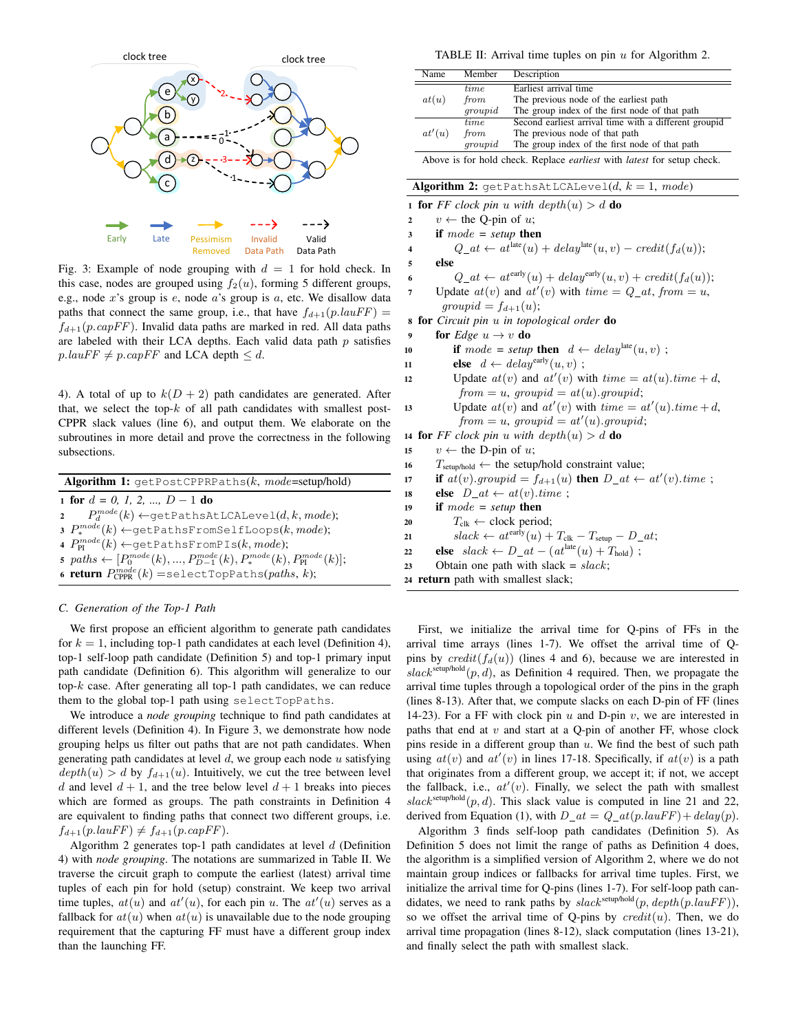Fig. 3: Example of node grouping with $d = 1$ for hold check. In this case, nodes are grouped using $f_2(u)$, forming 5 different groups, e.g., node $x$'s group is $e$, node $a$'s group is $a$, etc. We disallow data paths that connect the same group, i.e., that have $f_{d+1}(p.lauFF) = f_{d+1}(p.capFF)$. Invalid data paths are marked in red. All data paths are labeled with their LCA depths. Each valid data path $p$ satisfies $p.lauFF \neq p.capFF$ and LCA depth $\leq d$.

4). A total of up to $k(D+2)$ path candidates are generated. After that, we select the top-$k$ of all path candidates with smallest post-CPPR slack values (line 6), and output them. We elaborate on the subroutines in more detail and prove the correctness in the following subsections.

**Algorithm 1:** `getPostCPPRPaths`($k$, *mode*=setup/hold)

```
1 for d = 0, 1, 2, ..., D − 1 do
2     P_d^mode(k) ← getPathsAtLCALevel(d, k, mode);
3 P_*^mode(k) ← getPathsFromSelfLoops(k, mode);
4 P_PI^mode(k) ← getPathsFromPIs(k, mode);
5 paths ← [P_0^mode(k), ..., P_{D−1}^mode(k), P_*^mode(k), P_PI^mode(k)];
6 return P_CPPR^mode(k) = selectTopPaths(paths, k);
```

### C. Generation of the Top-1 Path

We first propose an efficient algorithm to generate path candidates for $k = 1$, including top-1 path candidates at each level (Definition 4), top-1 self-loop path candidate (Definition 5) and top-1 primary input path candidate (Definition 6). This algorithm will generalize to our top-$k$ case. After generating all top-1 path candidates, we can reduce them to the global top-1 path using `selectTopPaths`.

We introduce a *node grouping* technique to find path candidates at different levels (Definition 4). In Figure 3, we demonstrate how node grouping helps us filter out paths that are not path candidates. When generating path candidates at level $d$, we group each node $u$ satisfying $depth(u) > d$ by $f_{d+1}(u)$. Intuitively, we cut the tree between level $d$ and level $d+1$, and the tree below level $d+1$ breaks into pieces which are formed as groups. The path constraints in Definition 4 are equivalent to finding paths that connect two different groups, i.e. $f_{d+1}(p.lauFF) \neq f_{d+1}(p.capFF)$.

Algorithm 2 generates top-1 path candidates at level $d$ (Definition 4) with *node grouping*. The notations are summarized in Table II. We traverse the circuit graph to compute the earliest (latest) arrival time tuples of each pin for hold (setup) constraint. We keep two arrival time tuples, $at(u)$ and $at'(u)$, for each pin $u$. The $at'(u)$ serves as a fallback for $at(u)$ when $at(u)$ is unavailable due to the node grouping requirement that the capturing FF must have a different group index than the launching FF.

TABLE II: Arrival time tuples on pin $u$ for Algorithm 2.

| Name | Member | Description |
|---|---|---|
| $at(u)$ | *time* | Earliest arrival time |
| | *from* | The previous node of the earliest path |
| | *groupid* | The group index of the first node of that path |
| $at'(u)$ | *time* | Second earliest arrival time with a different groupid |
| | *from* | The previous node of that path |
| | *groupid* | The group index of the first node of that path |

Above is for hold check. Replace *earliest* with *latest* for setup check.

**Algorithm 2:** `getPathsAtLCALevel`($d$, $k=1$, *mode*)

```
1  for FF clock pin u with depth(u) > d do
2      v ← the Q-pin of u;
3      if mode = setup then
4          Q_at ← at^late(u) + delay^late(u, v) − credit(f_d(u));
5      else
6          Q_at ← at^early(u) + delay^early(u, v) + credit(f_d(u));
7      Update at(v) and at'(v) with time = Q_at, from = u,
       groupid = f_{d+1}(u);
8  for Circuit pin u in topological order do
9      for Edge u → v do
10         if mode = setup then d ← delay^late(u, v) ;
11         else d ← delay^early(u, v) ;
12         Update at(v) and at'(v) with time = at(u).time + d,
           from = u, groupid = at(u).groupid;
13         Update at(v) and at'(v) with time = at'(u).time + d,
           from = u, groupid = at'(u).groupid;
14 for FF clock pin u with depth(u) > d do
15     v ← the D-pin of u;
16     T_setup/hold ← the setup/hold constraint value;
17     if at(v).groupid = f_{d+1}(u) then D_at ← at'(v).time ;
18     else D_at ← at(v).time ;
19     if mode = setup then
20         T_clk ← clock period;
21         slack ← at^early(u) + T_clk − T_setup − D_at;
22     else slack ← D_at − (at^late(u) + T_hold) ;
23     Obtain one path with slack = slack;
24 return path with smallest slack;
```

First, we initialize the arrival time for Q-pins of FFs in the arrival time arrays (lines 1-7). We offset the arrival time of Q-pins by $credit(f_d(u))$ (lines 4 and 6), because we are interested in $slack^{\text{setup/hold}}(p, d)$, as Definition 4 required. Then, we propagate the arrival time tuples through a topological order of the pins in the graph (lines 8-13). After that, we compute slacks on each D-pin of FF (lines 14-23). For a FF with clock pin $u$ and D-pin $v$, we are interested in paths that end at $v$ and start at a Q-pin of another FF, whose clock pins reside in a different group than $u$. We find the best of such path using $at(v)$ and $at'(v)$ in lines 17-18. Specifically, if $at(v)$ is a path that originates from a different group, we accept it; if not, we accept the fallback, i.e., $at'(v)$. Finally, we select the path with smallest $slack^{\text{setup/hold}}(p, d)$. This slack value is computed in line 21 and 22, derived from Equation (1), with $D\_at = Q\_at(p.lauFF) + delay(p)$.

Algorithm 3 finds self-loop path candidates (Definition 5). As Definition 5 does not limit the range of paths as Definition 4 does, the algorithm is a simplified version of Algorithm 2, where we do not maintain group indices or fallbacks for arrival time tuples. First, we initialize the arrival time for Q-pins (lines 1-7). For self-loop path candidates, we need to rank paths by $slack^{\text{setup/hold}}(p, depth(p.lauFF))$, so we offset the arrival time of Q-pins by $credit(u)$. Then, we do arrival time propagation (lines 8-12), slack computation (lines 13-21), and finally select the path with smallest slack.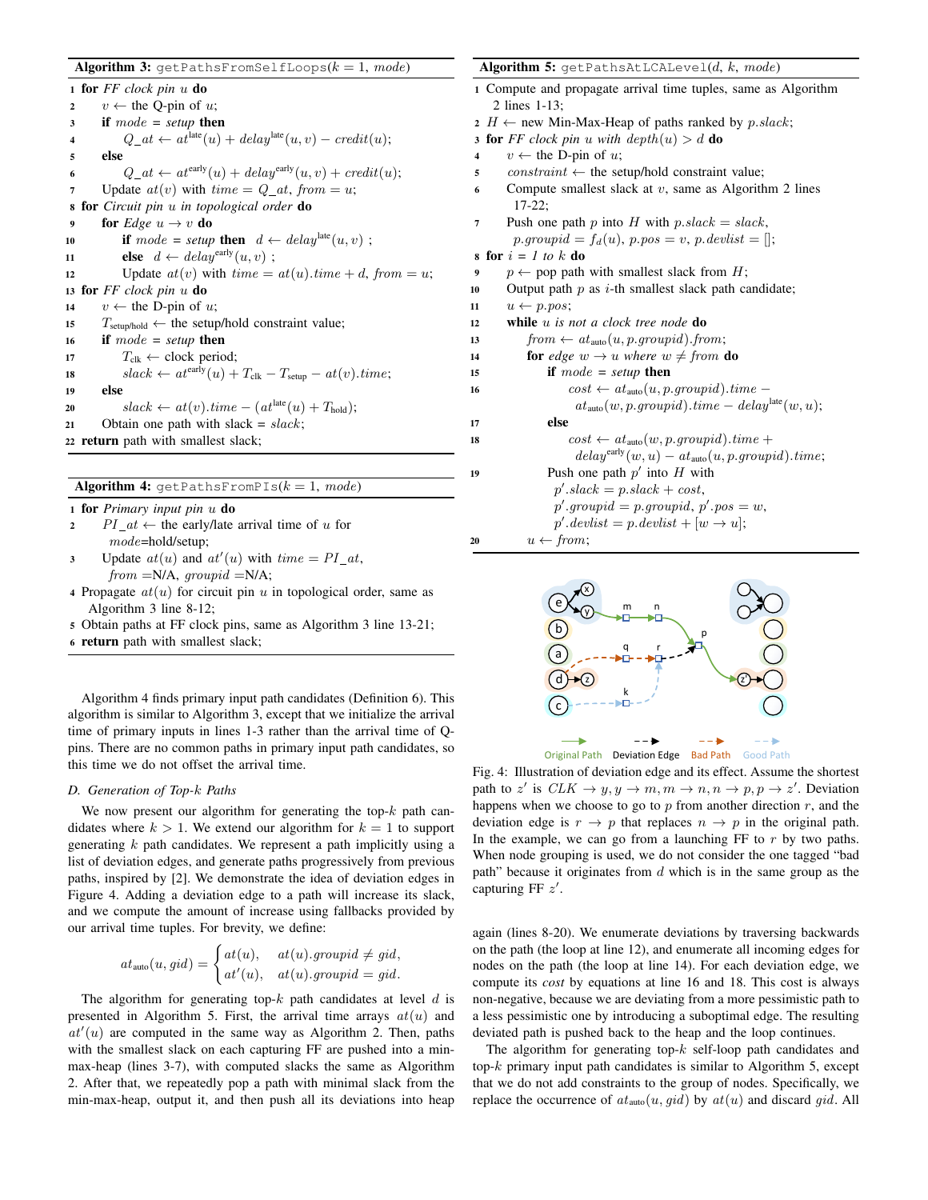**Algorithm 3:** getPathsFromSelfLoops($k$ = 1, *mode*)

```
1  for FF clock pin u do
2      v ← the Q-pin of u;
3      if mode = setup then
4          Q_at ← at^late(u) + delay^late(u, v) − credit(u);
5      else
6          Q_at ← at^early(u) + delay^early(u, v) + credit(u);
7      Update at(v) with time = Q_at, from = u;
8  for Circuit pin u in topological order do
9      for Edge u → v do
10         if mode = setup then  d ← delay^late(u, v) ;
11         else  d ← delay^early(u, v) ;
12         Update at(v) with time = at(u).time + d, from = u;
13 for FF clock pin u do
14     v ← the D-pin of u;
15     T_setup/hold ← the setup/hold constraint value;
16     if mode = setup then
17         T_clk ← clock period;
18         slack ← at^early(u) + T_clk − T_setup − at(v).time;
19     else
20         slack ← at(v).time − (at^late(u) + T_hold);
21     Obtain one path with slack = slack;
22 return path with smallest slack;
```

**Algorithm 4:** getPathsFromPIs($k$ = 1, *mode*)

```
1  for Primary input pin u do
2      PI_at ← the early/late arrival time of u for
           mode=hold/setup;
3      Update at(u) and at'(u) with time = PI_at,
           from =N/A, groupid =N/A;
4  Propagate at(u) for circuit pin u in topological order, same as
       Algorithm 3 line 8-12;
5  Obtain paths at FF clock pins, same as Algorithm 3 line 13-21;
6  return path with smallest slack;
```

Algorithm 4 finds primary input path candidates (Definition 6). This algorithm is similar to Algorithm 3, except that we initialize the arrival time of primary inputs in lines 1-3 rather than the arrival time of Q-pins. There are no common paths in primary input path candidates, so this time we do not offset the arrival time.

### D. Generation of Top-k Paths

We now present our algorithm for generating the top-$k$ path candidates where $k > 1$. We extend our algorithm for $k = 1$ to support generating $k$ path candidates. We represent a path implicitly using a list of deviation edges, and generate paths progressively from previous paths, inspired by [2]. We demonstrate the idea of deviation edges in Figure 4. Adding a deviation edge to a path will increase its slack, and we compute the amount of increase using fallbacks provided by our arrival time tuples. For brevity, we define:

$$at_{\text{auto}}(u, gid) = \begin{cases} at(u), & at(u).groupid \neq gid, \\ at'(u), & at(u).groupid = gid. \end{cases}$$

The algorithm for generating top-$k$ path candidates at level $d$ is presented in Algorithm 5. First, the arrival time arrays $at(u)$ and $at'(u)$ are computed in the same way as Algorithm 2. Then, paths with the smallest slack on each capturing FF are pushed into a min-max-heap (lines 3-7), with computed slacks the same as Algorithm 2. After that, we repeatedly pop a path with minimal slack from the min-max-heap, output it, and then push all its deviations into heap again (lines 8-20). We enumerate deviations by traversing backwards on the path (the loop at line 12), and enumerate all incoming edges for nodes on the path (the loop at line 14). For each deviation edge, we compute its *cost* by equations at line 16 and 18. This cost is always non-negative, because we are deviating from a more pessimistic path to a less pessimistic one by introducing a suboptimal edge. The resulting deviated path is pushed back to the heap and the loop continues.

The algorithm for generating top-$k$ self-loop path candidates and top-$k$ primary input path candidates is similar to Algorithm 5, except that we do not add constraints to the group of nodes. Specifically, we replace the occurrence of $at_{\text{auto}}(u, gid)$ by $at(u)$ and discard $gid$. All

**Algorithm 5:** getPathsAtLCALevel($d$, $k$, *mode*)

```
1  Compute and propagate arrival time tuples, same as Algorithm
       2 lines 1-13;
2  H ← new Min-Max-Heap of paths ranked by p.slack;
3  for FF clock pin u with depth(u) > d do
4      v ← the D-pin of u;
5      constraint ← the setup/hold constraint value;
6      Compute smallest slack at v, same as Algorithm 2 lines
           17-22;
7      Push one path p into H with p.slack = slack,
           p.groupid = f_d(u), p.pos = v, p.devlist = [];
8  for i = 1 to k do
9      p ← pop path with smallest slack from H;
10     Output path p as i-th smallest slack path candidate;
11     u ← p.pos;
12     while u is not a clock tree node do
13         from ← at_auto(u, p.groupid).from;
14         for edge w → u where w ≠ from do
15             if mode = setup then
16                 cost ← at_auto(u, p.groupid).time −
                       at_auto(w, p.groupid).time − delay^late(w, u);
17             else
18                 cost ← at_auto(w, p.groupid).time +
                       delay^early(w, u) − at_auto(u, p.groupid).time;
19             Push one path p' into H with
                   p'.slack = p.slack + cost,
                   p'.groupid = p.groupid, p'.pos = w,
                   p'.devlist = p.devlist + [w → u];
20         u ← from;
```

Fig. 4: Illustration of deviation edge and its effect. Assume the shortest path to $z'$ is $CLK \rightarrow y, y \rightarrow m, m \rightarrow n, n \rightarrow p, p \rightarrow z'$. Deviation happens when we choose to go to $p$ from another direction $r$, and the deviation edge is $r \rightarrow p$ that replaces $n \rightarrow p$ in the original path. In the example, we can go from a launching FF to $r$ by two paths. When node grouping is used, we do not consider the one tagged "bad path" because it originates from $d$ which is in the same group as the capturing FF $z'$.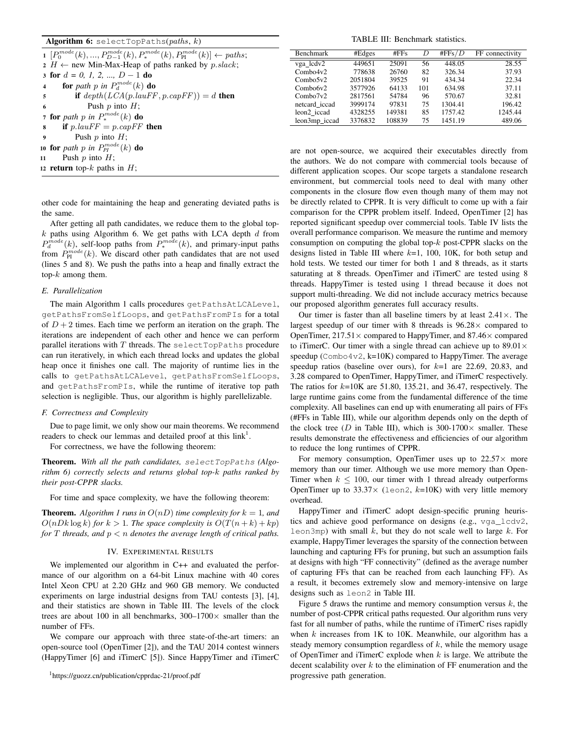**Algorithm 6:** `selectTopPaths`($paths$, $k$)

```
1  [P_0^mode(k), ..., P_{D-1}^mode(k), P_*^mode(k), P_PI^mode(k)] ← paths;
2  H ← new Min-Max-Heap of paths ranked by p.slack;
3  for d = 0, 1, 2, ..., D − 1 do
4      for path p in P_d^mode(k) do
5          if depth(LCA(p.lauFF, p.capFF)) = d then
6              Push p into H;
7  for path p in P_*^mode(k) do
8      if p.lauFF = p.capFF then
9          Push p into H;
10 for path p in P_PI^mode(k) do
11     Push p into H;
12 return top-k paths in H;
```

other code for maintaining the heap and generating deviated paths is the same.

After getting all path candidates, we reduce them to the global top-$k$ paths using Algorithm 6. We get paths with LCA depth $d$ from $P_d^{mode}(k)$, self-loop paths from $P_*^{mode}(k)$, and primary-input paths from $P_{\text{PI}}^{mode}(k)$. We discard other path candidates that are not used (lines 5 and 8). We push the paths into a heap and finally extract the top-$k$ among them.

### E. Parallelization

The main Algorithm 1 calls procedures `getPathsAtLCALevel`, `getPathsFromSelfLoops`, and `getPathsFromPIs` for a total of $D+2$ times. Each time we perform an iteration on the graph. The iterations are independent of each other and hence we can perform parallel iterations with $T$ threads. The `selectTopPaths` procedure can run iteratively, in which each thread locks and updates the global heap once it finishes one call. The majority of runtime lies in the calls to `getPathsAtLCALevel`, `getPathsFromSelfLoops`, and `getPathsFromPIs`, while the runtime of iterative top path selection is negligible. Thus, our algorithm is highly parellelizable.

### F. Correctness and Complexity

Due to page limit, we only show our main theorems. We recommend readers to check our lemmas and detailed proof at this link[1].

For correctness, we have the following theorem:

**Theorem.** *With all the path candidates,* `selectTopPaths` *(Algorithm 6) correctly selects and returns global top-k paths ranked by their post-CPPR slacks.*

For time and space complexity, we have the following theorem:

**Theorem.** *Algorithm 1 runs in $O(nD)$ time complexity for $k=1$, and $O(nDk \log k)$ for $k>1$. The space complexity is $O(T(n+k)+kp)$ for $T$ threads, and $p<n$ denotes the average length of critical paths.*

## IV. Experimental Results

We implemented our algorithm in C++ and evaluated the performance of our algorithm on a 64-bit Linux machine with 40 cores Intel Xeon CPU at 2.20 GHz and 960 GB memory. We conducted experiments on large industrial designs from TAU contests [3], [4], and their statistics are shown in Table III. The levels of the clock trees are about 100 in all benchmarks, 300–1700× smaller than the number of FFs.

We compare our approach with three state-of-the-art timers: an open-source tool (OpenTimer [2]), and the TAU 2014 contest winners (HappyTimer [6] and iTimerC [5]). Since HappyTimer and iTimerC are not open-source, we acquired their executables directly from the authors. We do not compare with commercial tools because of different application scopes. Our scope targets a standalone research environment, but commercial tools need to deal with many other components in the closure flow even though many of them may not be directly related to CPPR. It is very difficult to come up with a fair comparison for the CPPR problem itself. Indeed, OpenTimer [2] has reported significant speedup over commercial tools. Table IV lists the overall performance comparison. We measure the runtime and memory consumption on computing the global top-$k$ post-CPPR slacks on the designs listed in Table III where $k$=1, 100, 10K, for both setup and hold tests. We tested our timer for both 1 and 8 threads, as it starts saturating at 8 threads. OpenTimer and iTimerC are tested using 8 threads. HappyTimer is tested using 1 thread because it does not support multi-threading. We did not include accuracy metrics because our proposed algorithm generates full accuracy results.

TABLE III: Benchmark statistics.

| Benchmark | #Edges | #FFs | $D$ | #FFs/$D$ | FF connectivity |
|---|---|---|---|---|---|
| vga_lcdv2 | 449651 | 25091 | 56 | 448.05 | 28.55 |
| Combo4v2 | 778638 | 26760 | 82 | 326.34 | 37.93 |
| Combo5v2 | 2051804 | 39525 | 91 | 434.34 | 22.34 |
| Combo6v2 | 3577926 | 64133 | 101 | 634.98 | 37.11 |
| Combo7v2 | 2817561 | 54784 | 96 | 570.67 | 32.81 |
| netcard_iccad | 3999174 | 97831 | 75 | 1304.41 | 196.42 |
| leon2_iccad | 4328255 | 149381 | 85 | 1757.42 | 1245.44 |
| leon3mp_iccad | 3376832 | 108839 | 75 | 1451.19 | 489.06 |

Our timer is faster than all baseline timers by at least 2.41×. The largest speedup of our timer with 8 threads is 96.28× compared to OpenTimer, 217.51× compared to HappyTimer, and 87.46× compared to iTimerC. Our timer with a single thread can achieve up to 89.01× speedup (`Combo4v2`, k=10K) compared to HappyTimer. The average speedup ratios (baseline over ours), for $k$=1 are 22.69, 20.83, and 3.28 compared to OpenTimer, HappyTimer, and iTimerC respectively. The ratios for $k$=10K are 51.80, 135.21, and 36.47, respectively. The large runtime gains come from the fundamental difference of the time complexity. All baselines can end up with enumerating all pairs of FFs (#FFs in Table III), while our algorithm depends only on the depth of the clock tree ($D$ in Table III), which is 300-1700× smaller. These results demonstrate the effectiveness and efficiencies of our algorithm to reduce the long runtimes of CPPR.

For memory consumption, OpenTimer uses up to 22.57× more memory than our timer. Although we use more memory than OpenTimer when $k \leq 100$, our timer with 1 thread already outperforms OpenTimer up to 33.37× (`leon2`, $k$=10K) with very little memory overhead.

HappyTimer and iTimerC adopt design-specific pruning heuristics and achieve good performance on designs (e.g., `vga_lcdv2`, `leon3mp`) with small $k$, but they do not scale well to large $k$. For example, HappyTimer leverages the sparsity of the connection between launching and capturing FFs for pruning, but such an assumption fails at designs with high "FF connectivity" (defined as the average number of capturing FFs that can be reached from each launching FF). As a result, it becomes extremely slow and memory-intensive on large designs such as `leon2` in Table III.

Figure 5 draws the runtime and memory consumption versus $k$, the number of post-CPPR critical paths requested. Our algorithm runs very fast for all number of paths, while the runtime of iTimerC rises rapidly when $k$ increases from 1K to 10K. Meanwhile, our algorithm has a steady memory consumption regardless of $k$, while the memory usage of OpenTimer and iTimerC explode when $k$ is large. We attribute the decent scalability over $k$ to the elimination of FF enumeration and the progressive path generation.

[1] https://guozz.cn/publication/cpprdac-21/proof.pdf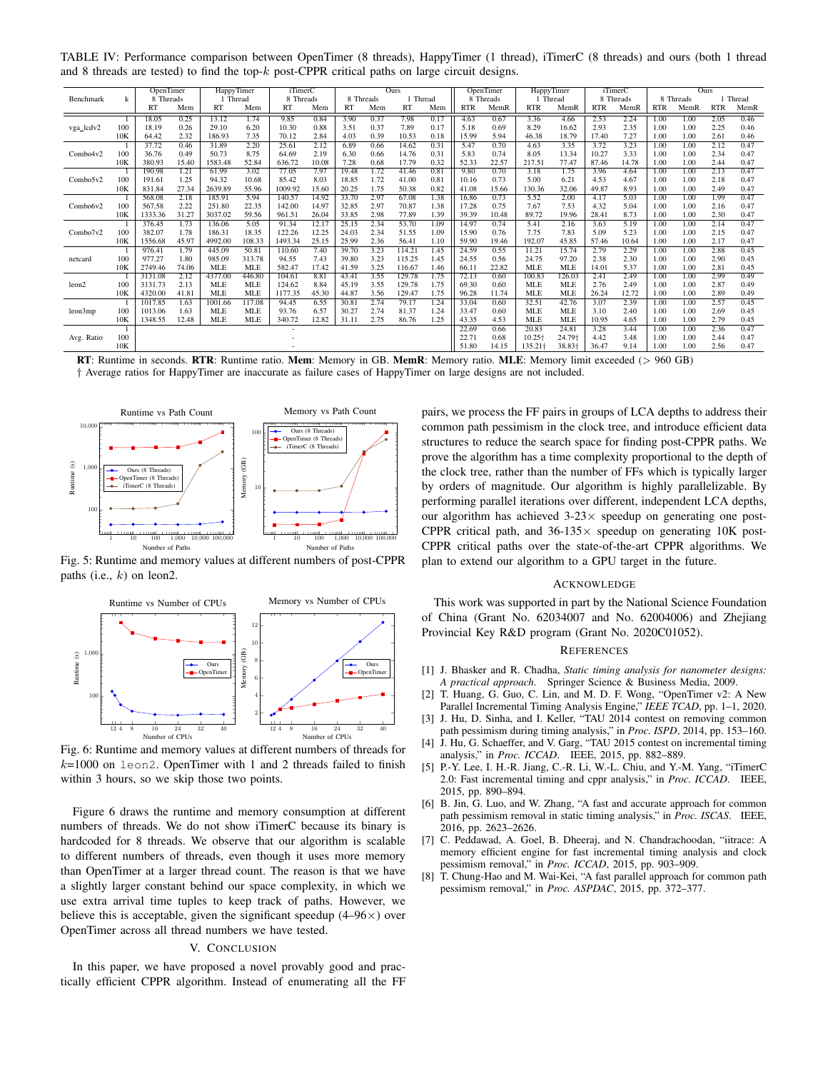TABLE IV: Performance comparison between OpenTimer (8 threads), HappyTimer (1 thread), iTimerC (8 threads) and ours (both 1 thread and 8 threads are tested) to find the top-$k$ post-CPPR critical paths on large circuit designs.

| Benchmark | k | OpenTimer 8 Threads | | HappyTimer 1 Thread | | iTimerC 8 Threads | | Ours 8 Threads | | Ours 1 Thread | | OpenTimer 8 Threads | | HappyTimer 1 Thread | | iTimerC 8 Threads | | Ours 8 Threads | | Ours 1 Thread | |
|---|---|---|---|---|---|---|---|---|---|---|---|---|---|---|---|---|---|---|---|---|---|
| | | RT | Mem | RT | Mem | RT | Mem | RT | Mem | RT | Mem | RTR | MemR | RTR | MemR | RTR | MemR | RTR | MemR | RTR | MemR |
| vga_lcdv2 | 1 | 18.05 | 0.25 | 13.12 | 1.74 | 9.85 | 0.84 | 3.90 | 0.37 | 7.98 | 0.17 | 4.63 | 0.67 | 3.36 | 4.66 | 2.53 | 2.24 | 1.00 | 1.00 | 2.05 | 0.46 |
| | 100 | 18.19 | 0.26 | 29.10 | 6.20 | 10.30 | 0.88 | 3.51 | 0.37 | 7.89 | 0.17 | 5.18 | 0.69 | 8.29 | 16.62 | 2.93 | 2.35 | 1.00 | 1.00 | 2.25 | 0.46 |
| | 10K | 64.42 | 2.32 | 186.93 | 7.35 | 70.12 | 2.84 | 4.03 | 0.39 | 10.53 | 0.18 | 15.99 | 5.94 | 46.38 | 18.79 | 17.40 | 7.27 | 1.00 | 1.00 | 2.61 | 0.46 |
| Combo4v2 | 1 | 37.72 | 0.46 | 31.89 | 2.20 | 25.61 | 2.12 | 6.89 | 0.66 | 14.62 | 0.31 | 5.47 | 0.70 | 4.63 | 3.35 | 3.72 | 3.23 | 1.00 | 1.00 | 2.12 | 0.47 |
| | 100 | 36.76 | 0.49 | 50.73 | 8.75 | 64.69 | 2.19 | 6.30 | 0.66 | 14.76 | 0.31 | 5.83 | 0.74 | 8.05 | 13.34 | 10.27 | 3.33 | 1.00 | 1.00 | 2.34 | 0.47 |
| | 10K | 380.93 | 15.40 | 1583.48 | 52.84 | 636.72 | 10.08 | 7.28 | 0.68 | 17.79 | 0.32 | 52.33 | 22.57 | 217.51 | 77.47 | 87.46 | 14.78 | 1.00 | 1.00 | 2.44 | 0.47 |
| Combo5v2 | 1 | 190.98 | 1.21 | 61.99 | 3.02 | 77.05 | 7.97 | 19.48 | 1.72 | 41.46 | 0.81 | 9.80 | 0.70 | 3.18 | 1.75 | 3.96 | 4.64 | 1.00 | 1.00 | 2.13 | 0.47 |
| | 100 | 191.61 | 1.25 | 94.32 | 10.68 | 85.42 | 8.03 | 18.85 | 1.72 | 41.00 | 0.81 | 10.16 | 0.73 | 5.00 | 6.21 | 4.53 | 4.67 | 1.00 | 1.00 | 2.18 | 0.47 |
| | 10K | 831.84 | 27.34 | 2639.89 | 55.96 | 1009.92 | 15.60 | 20.25 | 1.75 | 50.38 | 0.82 | 41.08 | 15.66 | 130.36 | 32.06 | 49.87 | 8.93 | 1.00 | 1.00 | 2.49 | 0.47 |
| Combo6v2 | 1 | 568.08 | 2.18 | 185.91 | 5.94 | 140.57 | 14.92 | 33.70 | 2.97 | 67.08 | 1.38 | 16.86 | 0.73 | 5.52 | 2.00 | 4.17 | 5.03 | 1.00 | 1.00 | 1.99 | 0.47 |
| | 100 | 567.58 | 2.22 | 251.80 | 22.35 | 142.00 | 14.97 | 32.85 | 2.97 | 70.87 | 1.38 | 17.28 | 0.75 | 7.67 | 7.53 | 4.32 | 5.04 | 1.00 | 1.00 | 2.16 | 0.47 |
| | 10K | 1333.36 | 31.27 | 3037.02 | 59.56 | 961.51 | 26.04 | 33.85 | 2.98 | 77.89 | 1.39 | 39.39 | 10.48 | 89.72 | 19.96 | 28.41 | 8.73 | 1.00 | 1.00 | 2.30 | 0.47 |
| Combo7v2 | 1 | 376.45 | 1.73 | 136.06 | 5.05 | 91.34 | 12.17 | 25.15 | 2.34 | 53.70 | 1.09 | 14.97 | 0.74 | 5.41 | 2.16 | 3.63 | 5.19 | 1.00 | 1.00 | 2.14 | 0.47 |
| | 100 | 382.07 | 1.78 | 186.31 | 18.35 | 122.26 | 12.25 | 24.03 | 2.34 | 51.55 | 1.09 | 15.90 | 0.76 | 7.75 | 7.83 | 5.09 | 5.23 | 1.00 | 1.00 | 2.15 | 0.47 |
| | 10K | 1556.68 | 45.97 | 4992.00 | 108.33 | 1493.34 | 25.15 | 25.99 | 2.36 | 56.41 | 1.10 | 59.90 | 19.46 | 192.07 | 45.85 | 57.46 | 10.64 | 1.00 | 1.00 | 2.17 | 0.47 |
| netcard | 1 | 976.41 | 1.79 | 445.09 | 50.81 | 110.60 | 7.40 | 39.70 | 3.23 | 114.21 | 1.45 | 24.59 | 0.55 | 11.21 | 15.74 | 2.79 | 2.29 | 1.00 | 1.00 | 2.88 | 0.45 |
| | 100 | 977.27 | 1.80 | 985.09 | 313.78 | 94.55 | 7.43 | 39.80 | 3.23 | 115.25 | 1.45 | 24.55 | 0.56 | 24.75 | 97.20 | 2.38 | 2.30 | 1.00 | 1.00 | 2.90 | 0.45 |
| | 10K | 2749.46 | 74.06 | MLE | MLE | 582.47 | 17.42 | 41.59 | 3.25 | 116.67 | 1.46 | 66.11 | 22.82 | MLE | MLE | 14.01 | 5.37 | 1.00 | 1.00 | 2.81 | 0.45 |
| leon2 | 1 | 3131.08 | 2.12 | 4377.00 | 446.80 | 104.61 | 8.81 | 43.41 | 3.55 | 129.78 | 1.75 | 72.13 | 0.60 | 100.83 | 126.03 | 2.41 | 2.49 | 1.00 | 1.00 | 2.99 | 0.49 |
| | 100 | 3131.73 | 2.13 | MLE | MLE | 124.62 | 8.84 | 45.19 | 3.55 | 129.78 | 1.75 | 69.30 | 0.60 | MLE | MLE | 2.76 | 2.49 | 1.00 | 1.00 | 2.87 | 0.49 |
| | 10K | 4320.00 | 41.81 | MLE | MLE | 1177.35 | 45.30 | 44.87 | 3.56 | 129.47 | 1.75 | 96.28 | 11.74 | MLE | MLE | 26.24 | 12.72 | 1.00 | 1.00 | 2.89 | 0.49 |
| leon3mp | 1 | 1017.85 | 1.63 | 1001.66 | 117.08 | 94.45 | 6.55 | 30.81 | 2.74 | 79.17 | 1.24 | 33.04 | 0.60 | 32.51 | 42.76 | 3.07 | 2.39 | 1.00 | 1.00 | 2.57 | 0.45 |
| | 100 | 1013.06 | 1.63 | MLE | MLE | 93.76 | 6.57 | 30.27 | 2.74 | 81.37 | 1.24 | 33.47 | 0.60 | MLE | MLE | 3.10 | 2.40 | 1.00 | 1.00 | 2.69 | 0.45 |
| | 10K | 1348.55 | 12.48 | MLE | MLE | 340.72 | 12.82 | 31.11 | 2.75 | 86.76 | 1.25 | 43.35 | 4.53 | MLE | MLE | 10.95 | 4.65 | 1.00 | 1.00 | 2.79 | 0.45 |
| Avg. Ratio | 1 | - | | | | | | | | | | 22.69 | 0.66 | 20.83 | 24.81 | 3.28 | 3.44 | 1.00 | 1.00 | 2.36 | 0.47 |
| | 100 | - | | | | | | | | | | 22.71 | 0.68 | 10.25† | 24.79† | 4.42 | 3.48 | 1.00 | 1.00 | 2.44 | 0.47 |
| | 10K | - | | | | | | | | | | 51.80 | 14.15 | 135.21† | 38.83† | 36.47 | 9.14 | 1.00 | 1.00 | 2.56 | 0.47 |

**RT**: Runtime in seconds. **RTR**: Runtime ratio. **Mem**: Memory in GB. **MemR**: Memory ratio. **MLE**: Memory limit exceeded (> 960 GB)
† Average ratios for HappyTimer are inaccurate as failure cases of HappyTimer on large designs are not included.

Runtime vs Path Count
Runtime (s)
10,000
1,000
100
Number of Paths
1 10 100 1,000 10,000 100,000
Ours (8 Threads)
OpenTimer (8 Threads)
iTimerC (8 Threads)

Memory vs Path Count
Memory (GB)
100
10
Number of Paths
1 10 100 1,000 10,000 100,000
Ours (8 Threads)
OpenTimer (8 Threads)
iTimerC (8 Threads)

Fig. 5: Runtime and memory values at different numbers of post-CPPR paths (i.e., $k$) on leon2.

Runtime vs Number of CPUs
Runtime (s)
1,000
100
Number of CPUs
1 2 4 8 16 24 32 40
Ours
OpenTimer

Memory vs Number of CPUs
Memory (GB)
12 10 8 6 4 2
Number of CPUs
1 2 4 8 16 24 32 40
Ours
OpenTimer

Fig. 6: Runtime and memory values at different numbers of threads for $k$=1000 on `leon2`. OpenTimer with 1 and 2 threads failed to finish within 3 hours, so we skip those two points.

Figure 6 draws the runtime and memory consumption at different numbers of threads. We do not show iTimerC because its binary is hardcoded for 8 threads. We observe that our algorithm is scalable to different numbers of threads, even though it uses more memory than OpenTimer at a larger thread count. The reason is that we have a slightly larger constant behind our space complexity, in which we use extra arrival time tuples to keep track of paths. However, we believe this is acceptable, given the significant speedup (4–96×) over OpenTimer across all thread numbers we have tested.

## V. Conclusion

In this paper, we have proposed a novel provably good and practically efficient CPPR algorithm. Instead of enumerating all the FF pairs, we process the FF pairs in groups of LCA depths to address their common path pessimism in the clock tree, and introduce efficient data structures to reduce the search space for finding post-CPPR paths. We prove the algorithm has a time complexity proportional to the depth of the clock tree, rather than the number of FFs which is typically larger by orders of magnitude. Our algorithm is highly parallelizable. By performing parallel iterations over different, independent LCA depths, our algorithm has achieved 3-23× speedup on generating one post-CPPR critical path, and 36-135× speedup on generating 10K post-CPPR critical paths over the state-of-the-art CPPR algorithms. We plan to extend our algorithm to a GPU target in the future.

## Acknowledge

This work was supported in part by the National Science Foundation of China (Grant No. 62034007 and No. 62004006) and Zhejiang Provincial Key R&D program (Grant No. 2020C01052).

## References

[1] J. Bhasker and R. Chadha, *Static timing analysis for nanometer designs: A practical approach*. Springer Science & Business Media, 2009.

[2] T. Huang, G. Guo, C. Lin, and M. D. F. Wong, "OpenTimer v2: A New Parallel Incremental Timing Analysis Engine," *IEEE TCAD*, pp. 1–1, 2020.

[3] J. Hu, D. Sinha, and I. Keller, "TAU 2014 contest on removing common path pessimism during timing analysis," in *Proc. ISPD*, 2014, pp. 153–160.

[4] J. Hu, G. Schaeffer, and V. Garg, "TAU 2015 contest on incremental timing analysis," in *Proc. ICCAD*. IEEE, 2015, pp. 882–889.

[5] P.-Y. Lee, I. H.-R. Jiang, C.-R. Li, W.-L. Chiu, and Y.-M. Yang, "iTimerC 2.0: Fast incremental timing and cppr analysis," in *Proc. ICCAD*. IEEE, 2015, pp. 890–894.

[6] B. Jin, G. Luo, and W. Zhang, "A fast and accurate approach for common path pessimism removal in static timing analysis," in *Proc. ISCAS*. IEEE, 2016, pp. 2623–2626.

[7] C. Peddawad, A. Goel, B. Dheeraj, and N. Chandrachoodan, "iitrace: A memory efficient engine for fast incremental timing analysis and clock pessimism removal," in *Proc. ICCAD*, 2015, pp. 903–909.

[8] T. Chung-Hao and M. Wai-Kei, "A fast parallel approach for common path pessimism removal," in *Proc. ASPDAC*, 2015, pp. 372–377.